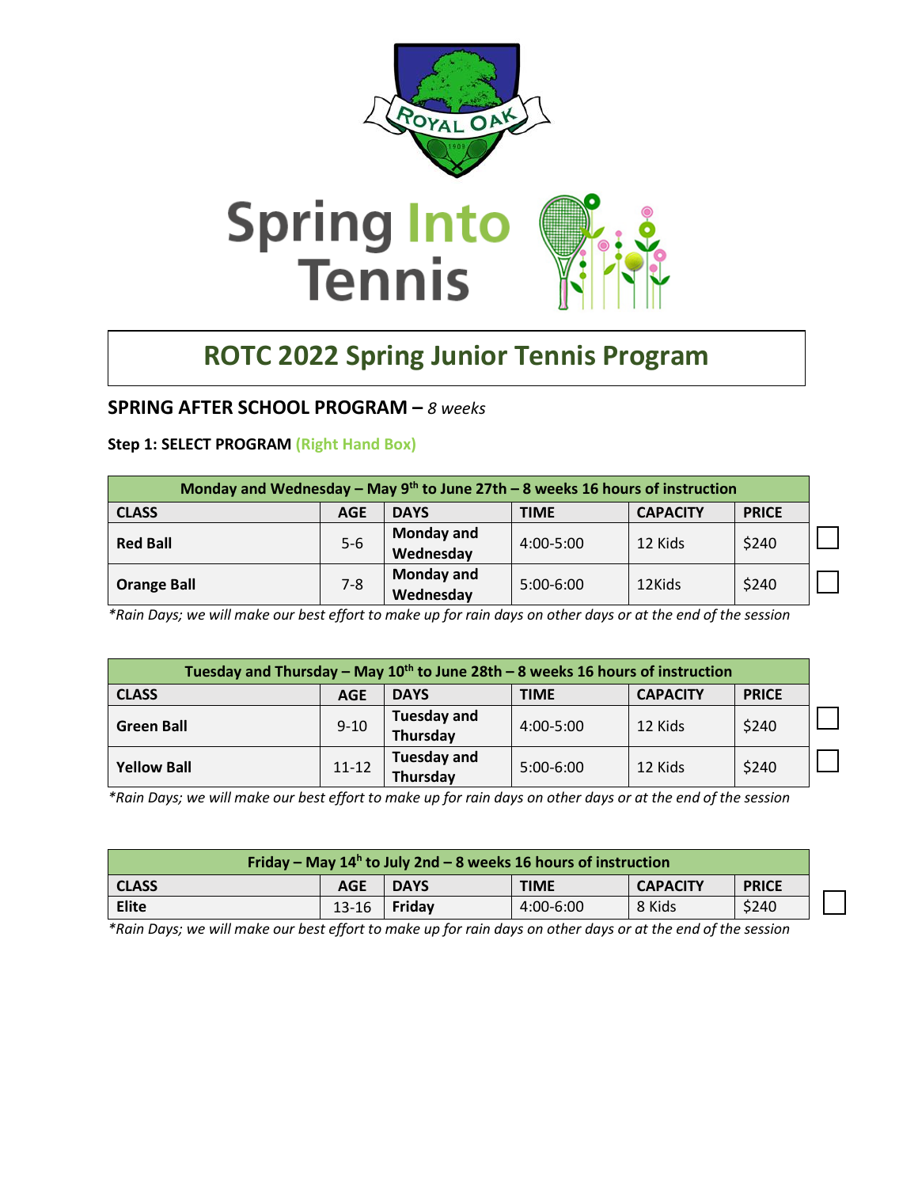# Spring Into Tennis

## ROTC 2022 Spring Junior Tennis Program

### SPRING AFTER SCHOOL PROGRAM – *8 weeks*

**Step 1: SELECT PROGRAM (Right Hand Box)**

| Monday and Wednesday – May 9th to June 27th – 8 weeks 16 hours of instruction | | | | | | |
|---|---|---|---|---|---|---|
| **CLASS** | **AGE** | **DAYS** | **TIME** | **CAPACITY** | **PRICE** | |
| **Red Ball** | 5-6 | **Monday and Wednesday** | 4:00-5:00 | 12 Kids | $240 | ☐ |
| **Orange Ball** | 7-8 | **Monday and Wednesday** | 5:00-6:00 | 12Kids | $240 | ☐ |

*\*Rain Days; we will make our best effort to make up for rain days on other days or at the end of the session*

| Tuesday and Thursday – May 10th to June 28th – 8 weeks 16 hours of instruction | | | | | | |
|---|---|---|---|---|---|---|
| **CLASS** | **AGE** | **DAYS** | **TIME** | **CAPACITY** | **PRICE** | |
| **Green Ball** | 9-10 | **Tuesday and Thursday** | 4:00-5:00 | 12 Kids | $240 | ☐ |
| **Yellow Ball** | 11-12 | **Tuesday and Thursday** | 5:00-6:00 | 12 Kids | $240 | ☐ |

*\*Rain Days; we will make our best effort to make up for rain days on other days or at the end of the session*

| Friday – May 14h to July 2nd – 8 weeks 16 hours of instruction | | | | | | |
|---|---|---|---|---|---|---|
| **CLASS** | **AGE** | **DAYS** | **TIME** | **CAPACITY** | **PRICE** | |
| **Elite** | 13-16 | **Friday** | 4:00-6:00 | 8 Kids | $240 | ☐ |

*\*Rain Days; we will make our best effort to make up for rain days on other days or at the end of the session*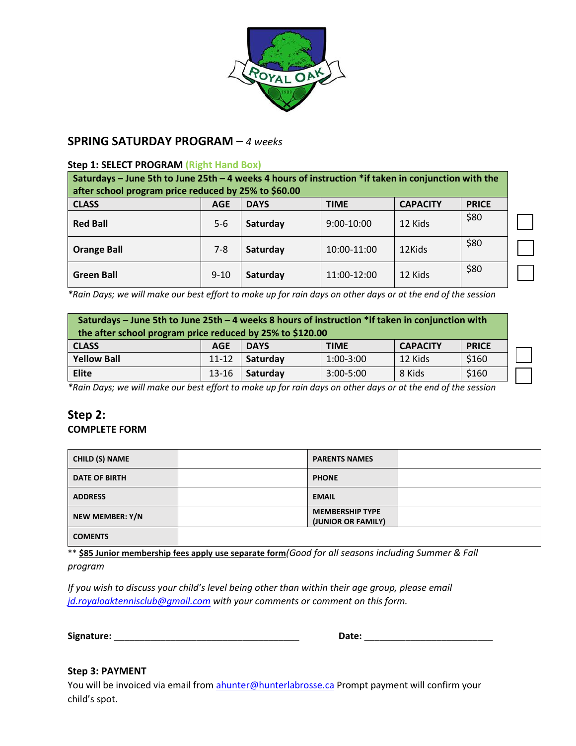## SPRING SATURDAY PROGRAM – *4 weeks*

**Step 1: SELECT PROGRAM (Right Hand Box)**

| Saturdays – June 5th to June 25th – 4 weeks 4 hours of instruction *if taken in conjunction with the after school program price reduced by 25% to $60.00 | | | | | | |
|---|---|---|---|---|---|---|
| **CLASS** | **AGE** | **DAYS** | **TIME** | **CAPACITY** | **PRICE** | |
| **Red Ball** | 5-6 | **Saturday** | 9:00-10:00 | 12 Kids | $80 | ☐ |
| **Orange Ball** | 7-8 | **Saturday** | 10:00-11:00 | 12Kids | $80 | ☐ |
| **Green Ball** | 9-10 | **Saturday** | 11:00-12:00 | 12 Kids | $80 | ☐ |

*\*Rain Days; we will make our best effort to make up for rain days on other days or at the end of the session*

| Saturdays – June 5th to June 25th – 4 weeks 8 hours of instruction *if taken in conjunction with the after school program price reduced by 25% to $120.00 | | | | | | |
|---|---|---|---|---|---|---|
| **CLASS** | **AGE** | **DAYS** | **TIME** | **CAPACITY** | **PRICE** | |
| **Yellow Ball** | 11-12 | **Saturday** | 1:00-3:00 | 12 Kids | $160 | ☐ |
| **Elite** | 13-16 | **Saturday** | 3:00-5:00 | 8 Kids | $160 | ☐ |

*\*Rain Days; we will make our best effort to make up for rain days on other days or at the end of the session*

## Step 2:
**COMPLETE FORM**

| CHILD (S) NAME | | PARENTS NAMES | |
|---|---|---|---|
| DATE OF BIRTH | | PHONE | |
| ADDRESS | | EMAIL | |
| NEW MEMBER: Y/N | | MEMBERSHIP TYPE (JUNIOR OR FAMILY) | |
| COMENTS | | | |

** **$85 Junior membership fees apply use separate form***(Good for all seasons including Summer & Fall program*

*If you wish to discuss your child's level being other than within their age group, please email jd.royaloaktennisclub@gmail.com with your comments or comment on this form.*

**Signature:** ___________________________________ **Date:** ________________________

**Step 3: PAYMENT**

You will be invoiced via email from ahunter@hunterlabrosse.ca Prompt payment will confirm your child's spot.